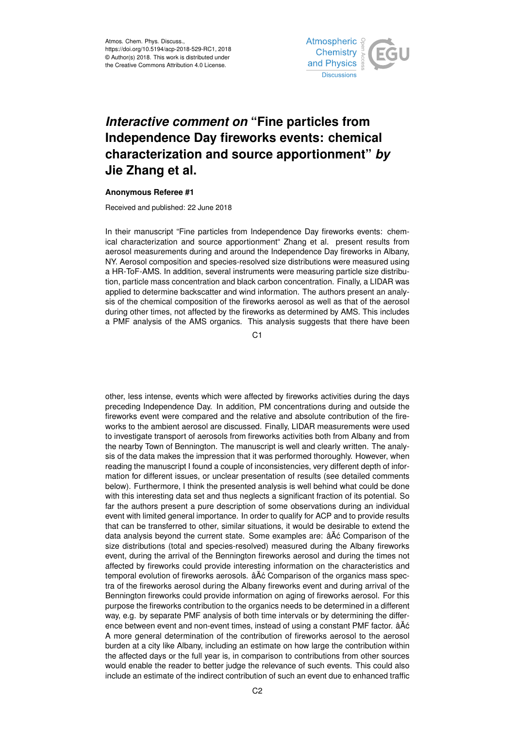Atmos. Chem. Phys. Discuss.,
https://doi.org/10.5194/acp-2018-529-RC1, 2018
© Author(s) 2018. This work is distributed under
the Creative Commons Attribution 4.0 License.

# *Interactive comment on* "Fine particles from Independence Day fireworks events: chemical characterization and source apportionment" *by* Jie Zhang et al.

**Anonymous Referee #1**

Received and published: 22 June 2018

In their manuscript "Fine particles from Independence Day fireworks events: chemical characterization and source apportionment" Zhang et al. present results from aerosol measurements during and around the Independence Day fireworks in Albany, NY. Aerosol composition and species-resolved size distributions were measured using a HR-ToF-AMS. In addition, several instruments were measuring particle size distribution, particle mass concentration and black carbon concentration. Finally, a LIDAR was applied to determine backscatter and wind information. The authors present an analysis of the chemical composition of the fireworks aerosol as well as that of the aerosol during other times, not affected by the fireworks as determined by AMS. This includes a PMF analysis of the AMS organics. This analysis suggests that there have been other, less intense, events which were affected by fireworks activities during the days preceding Independence Day. In addition, PM concentrations during and outside the fireworks event were compared and the relative and absolute contribution of the fireworks to the ambient aerosol are discussed. Finally, LIDAR measurements were used to investigate transport of aerosols from fireworks activities both from Albany and from the nearby Town of Bennington. The manuscript is well and clearly written. The analysis of the data makes the impression that it was performed thoroughly. However, when reading the manuscript I found a couple of inconsistencies, very different depth of information for different issues, or unclear presentation of results (see detailed comments below). Furthermore, I think the presented analysis is well behind what could be done with this interesting data set and thus neglects a significant fraction of its potential. So far the authors present a pure description of some observations during an individual event with limited general importance. In order to qualify for ACP and to provide results that can be transferred to other, similar situations, it would be desirable to extend the data analysis beyond the current state. Some examples are: âĂć Comparison of the size distributions (total and species-resolved) measured during the Albany fireworks event, during the arrival of the Bennington fireworks aerosol and during the times not affected by fireworks could provide interesting information on the characteristics and temporal evolution of fireworks aerosols. âĂć Comparison of the organics mass spectra of the fireworks aerosol during the Albany fireworks event and during arrival of the Bennington fireworks could provide information on aging of fireworks aerosol. For this purpose the fireworks contribution to the organics needs to be determined in a different way, e.g. by separate PMF analysis of both time intervals or by determining the difference between event and non-event times, instead of using a constant PMF factor. âĂć A more general determination of the contribution of fireworks aerosol to the aerosol burden at a city like Albany, including an estimate on how large the contribution within the affected days or the full year is, in comparison to contributions from other sources would enable the reader to better judge the relevance of such events. This could also include an estimate of the indirect contribution of such an event due to enhanced traffic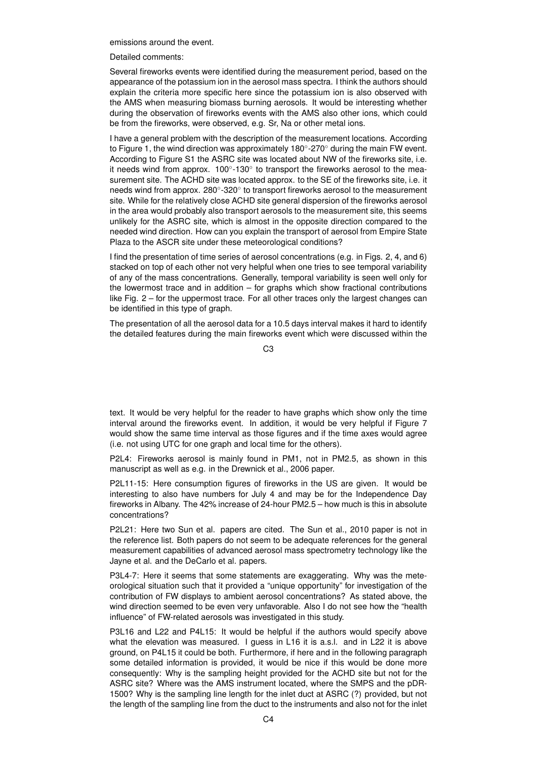emissions around the event.

Detailed comments:

Several fireworks events were identified during the measurement period, based on the appearance of the potassium ion in the aerosol mass spectra. I think the authors should explain the criteria more specific here since the potassium ion is also observed with the AMS when measuring biomass burning aerosols. It would be interesting whether during the observation of fireworks events with the AMS also other ions, which could be from the fireworks, were observed, e.g. Sr, Na or other metal ions.

I have a general problem with the description of the measurement locations. According to Figure 1, the wind direction was approximately 180°-270° during the main FW event. According to Figure S1 the ASRC site was located about NW of the fireworks site, i.e. it needs wind from approx. 100°-130° to transport the fireworks aerosol to the measurement site. The ACHD site was located approx. to the SE of the fireworks site, i.e. it needs wind from approx. 280°-320° to transport fireworks aerosol to the measurement site. While for the relatively close ACHD site general dispersion of the fireworks aerosol in the area would probably also transport aerosols to the measurement site, this seems unlikely for the ASRC site, which is almost in the opposite direction compared to the needed wind direction. How can you explain the transport of aerosol from Empire State Plaza to the ASCR site under these meteorological conditions?

I find the presentation of time series of aerosol concentrations (e.g. in Figs. 2, 4, and 6) stacked on top of each other not very helpful when one tries to see temporal variability of any of the mass concentrations. Generally, temporal variability is seen well only for the lowermost trace and in addition – for graphs which show fractional contributions like Fig. 2 – for the uppermost trace. For all other traces only the largest changes can be identified in this type of graph.

The presentation of all the aerosol data for a 10.5 days interval makes it hard to identify the detailed features during the main fireworks event which were discussed within the text. It would be very helpful for the reader to have graphs which show only the time interval around the fireworks event. In addition, it would be very helpful if Figure 7 would show the same time interval as those figures and if the time axes would agree (i.e. not using UTC for one graph and local time for the others).

P2L4: Fireworks aerosol is mainly found in PM1, not in PM2.5, as shown in this manuscript as well as e.g. in the Drewnick et al., 2006 paper.

P2L11-15: Here consumption figures of fireworks in the US are given. It would be interesting to also have numbers for July 4 and may be for the Independence Day fireworks in Albany. The 42% increase of 24-hour PM2.5 – how much is this in absolute concentrations?

P2L21: Here two Sun et al. papers are cited. The Sun et al., 2010 paper is not in the reference list. Both papers do not seem to be adequate references for the general measurement capabilities of advanced aerosol mass spectrometry technology like the Jayne et al. and the DeCarlo et al. papers.

P3L4-7: Here it seems that some statements are exaggerating. Why was the meteorological situation such that it provided a "unique opportunity" for investigation of the contribution of FW displays to ambient aerosol concentrations? As stated above, the wind direction seemed to be even very unfavorable. Also I do not see how the "health influence" of FW-related aerosols was investigated in this study.

P3L16 and L22 and P4L15: It would be helpful if the authors would specify above what the elevation was measured. I guess in L16 it is a.s.l. and in L22 it is above ground, on P4L15 it could be both. Furthermore, if here and in the following paragraph some detailed information is provided, it would be nice if this would be done more consequently: Why is the sampling height provided for the ACHD site but not for the ASRC site? Where was the AMS instrument located, where the SMPS and the pDR-1500? Why is the sampling line length for the inlet duct at ASRC (?) provided, but not the length of the sampling line from the duct to the instruments and also not for the inlet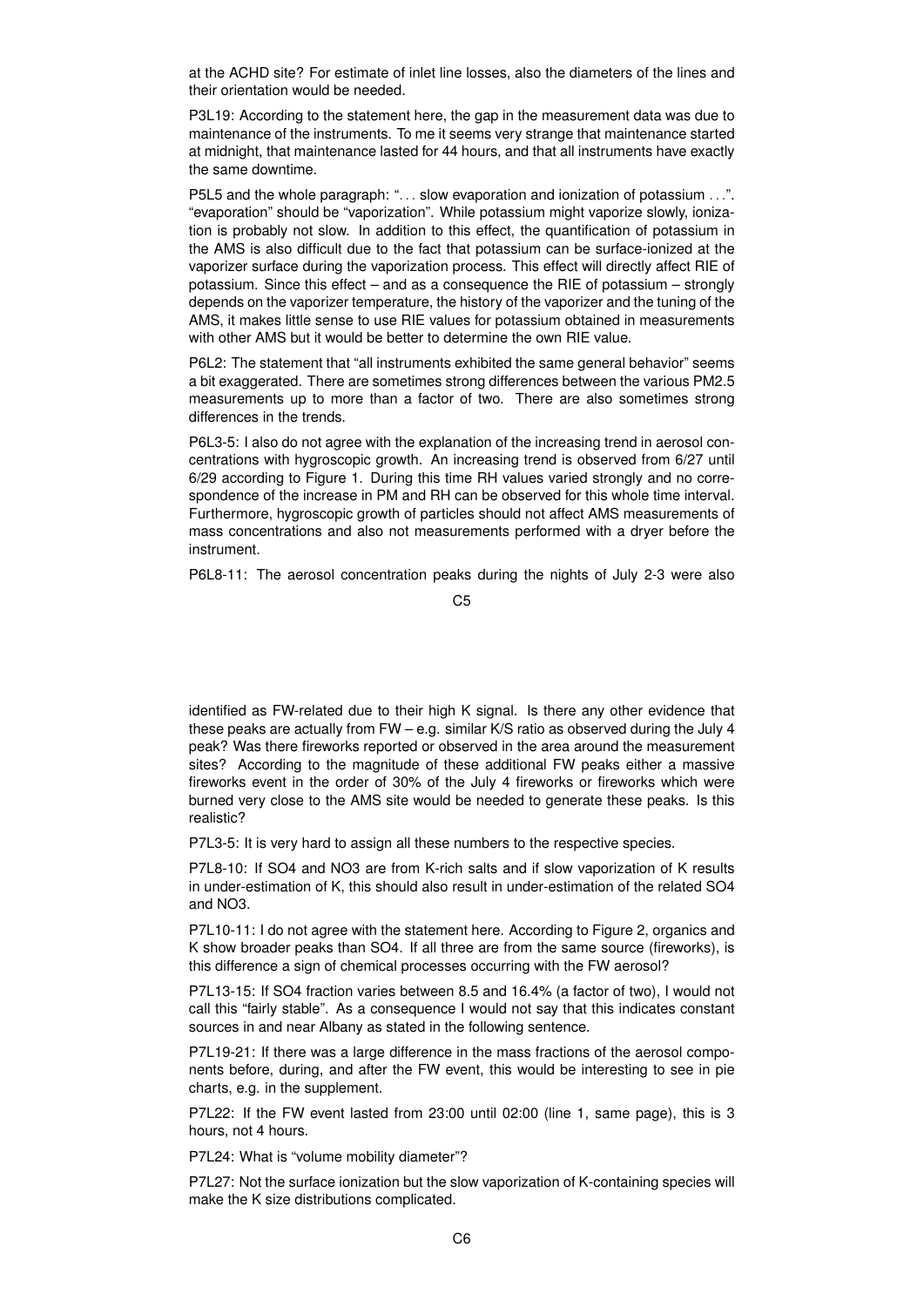at the ACHD site? For estimate of inlet line losses, also the diameters of the lines and their orientation would be needed.

P3L19: According to the statement here, the gap in the measurement data was due to maintenance of the instruments. To me it seems very strange that maintenance started at midnight, that maintenance lasted for 44 hours, and that all instruments have exactly the same downtime.

P5L5 and the whole paragraph: "... slow evaporation and ionization of potassium ...". "evaporation" should be "vaporization". While potassium might vaporize slowly, ionization is probably not slow. In addition to this effect, the quantification of potassium in the AMS is also difficult due to the fact that potassium can be surface-ionized at the vaporizer surface during the vaporization process. This effect will directly affect RIE of potassium. Since this effect – and as a consequence the RIE of potassium – strongly depends on the vaporizer temperature, the history of the vaporizer and the tuning of the AMS, it makes little sense to use RIE values for potassium obtained in measurements with other AMS but it would be better to determine the own RIE value.

P6L2: The statement that "all instruments exhibited the same general behavior" seems a bit exaggerated. There are sometimes strong differences between the various PM2.5 measurements up to more than a factor of two. There are also sometimes strong differences in the trends.

P6L3-5: I also do not agree with the explanation of the increasing trend in aerosol concentrations with hygroscopic growth. An increasing trend is observed from 6/27 until 6/29 according to Figure 1. During this time RH values varied strongly and no correspondence of the increase in PM and RH can be observed for this whole time interval. Furthermore, hygroscopic growth of particles should not affect AMS measurements of mass concentrations and also not measurements performed with a dryer before the instrument.

P6L8-11: The aerosol concentration peaks during the nights of July 2-3 were also identified as FW-related due to their high K signal. Is there any other evidence that these peaks are actually from FW – e.g. similar K/S ratio as observed during the July 4 peak? Was there fireworks reported or observed in the area around the measurement sites? According to the magnitude of these additional FW peaks either a massive fireworks event in the order of 30% of the July 4 fireworks or fireworks which were burned very close to the AMS site would be needed to generate these peaks. Is this realistic?

P7L3-5: It is very hard to assign all these numbers to the respective species.

P7L8-10: If SO4 and NO3 are from K-rich salts and if slow vaporization of K results in under-estimation of K, this should also result in under-estimation of the related SO4 and NO3.

P7L10-11: I do not agree with the statement here. According to Figure 2, organics and K show broader peaks than SO4. If all three are from the same source (fireworks), is this difference a sign of chemical processes occurring with the FW aerosol?

P7L13-15: If SO4 fraction varies between 8.5 and 16.4% (a factor of two), I would not call this "fairly stable". As a consequence I would not say that this indicates constant sources in and near Albany as stated in the following sentence.

P7L19-21: If there was a large difference in the mass fractions of the aerosol components before, during, and after the FW event, this would be interesting to see in pie charts, e.g. in the supplement.

P7L22: If the FW event lasted from 23:00 until 02:00 (line 1, same page), this is 3 hours, not 4 hours.

P7L24: What is "volume mobility diameter"?

P7L27: Not the surface ionization but the slow vaporization of K-containing species will make the K size distributions complicated.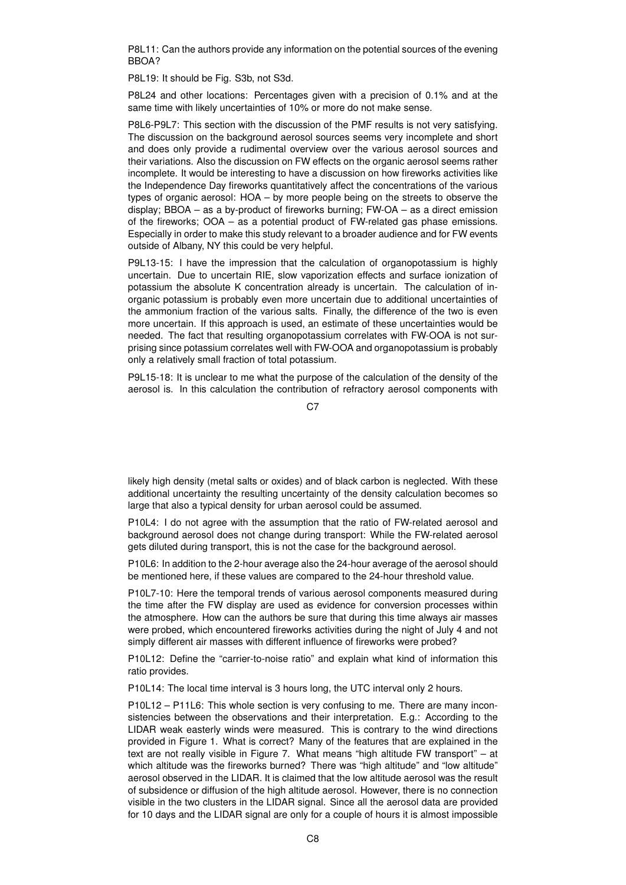P8L11: Can the authors provide any information on the potential sources of the evening BBOA?

P8L19: It should be Fig. S3b, not S3d.

P8L24 and other locations: Percentages given with a precision of 0.1% and at the same time with likely uncertainties of 10% or more do not make sense.

P8L6-P9L7: This section with the discussion of the PMF results is not very satisfying. The discussion on the background aerosol sources seems very incomplete and short and does only provide a rudimental overview over the various aerosol sources and their variations. Also the discussion on FW effects on the organic aerosol seems rather incomplete. It would be interesting to have a discussion on how fireworks activities like the Independence Day fireworks quantitatively affect the concentrations of the various types of organic aerosol: HOA – by more people being on the streets to observe the display; BBOA – as a by-product of fireworks burning; FW-OA – as a direct emission of the fireworks; OOA – as a potential product of FW-related gas phase emissions. Especially in order to make this study relevant to a broader audience and for FW events outside of Albany, NY this could be very helpful.

P9L13-15: I have the impression that the calculation of organopotassium is highly uncertain. Due to uncertain RIE, slow vaporization effects and surface ionization of potassium the absolute K concentration already is uncertain. The calculation of inorganic potassium is probably even more uncertain due to additional uncertainties of the ammonium fraction of the various salts. Finally, the difference of the two is even more uncertain. If this approach is used, an estimate of these uncertainties would be needed. The fact that resulting organopotassium correlates with FW-OOA is not surprising since potassium correlates well with FW-OOA and organopotassium is probably only a relatively small fraction of total potassium.

P9L15-18: It is unclear to me what the purpose of the calculation of the density of the aerosol is. In this calculation the contribution of refractory aerosol components with likely high density (metal salts or oxides) and of black carbon is neglected. With these additional uncertainty the resulting uncertainty of the density calculation becomes so large that also a typical density for urban aerosol could be assumed.

P10L4: I do not agree with the assumption that the ratio of FW-related aerosol and background aerosol does not change during transport: While the FW-related aerosol gets diluted during transport, this is not the case for the background aerosol.

P10L6: In addition to the 2-hour average also the 24-hour average of the aerosol should be mentioned here, if these values are compared to the 24-hour threshold value.

P10L7-10: Here the temporal trends of various aerosol components measured during the time after the FW display are used as evidence for conversion processes within the atmosphere. How can the authors be sure that during this time always air masses were probed, which encountered fireworks activities during the night of July 4 and not simply different air masses with different influence of fireworks were probed?

P10L12: Define the "carrier-to-noise ratio" and explain what kind of information this ratio provides.

P10L14: The local time interval is 3 hours long, the UTC interval only 2 hours.

P10L12 – P11L6: This whole section is very confusing to me. There are many inconsistencies between the observations and their interpretation. E.g.: According to the LIDAR weak easterly winds were measured. This is contrary to the wind directions provided in Figure 1. What is correct? Many of the features that are explained in the text are not really visible in Figure 7. What means "high altitude FW transport" – at which altitude was the fireworks burned? There was "high altitude" and "low altitude" aerosol observed in the LIDAR. It is claimed that the low altitude aerosol was the result of subsidence or diffusion of the high altitude aerosol. However, there is no connection visible in the two clusters in the LIDAR signal. Since all the aerosol data are provided for 10 days and the LIDAR signal are only for a couple of hours it is almost impossible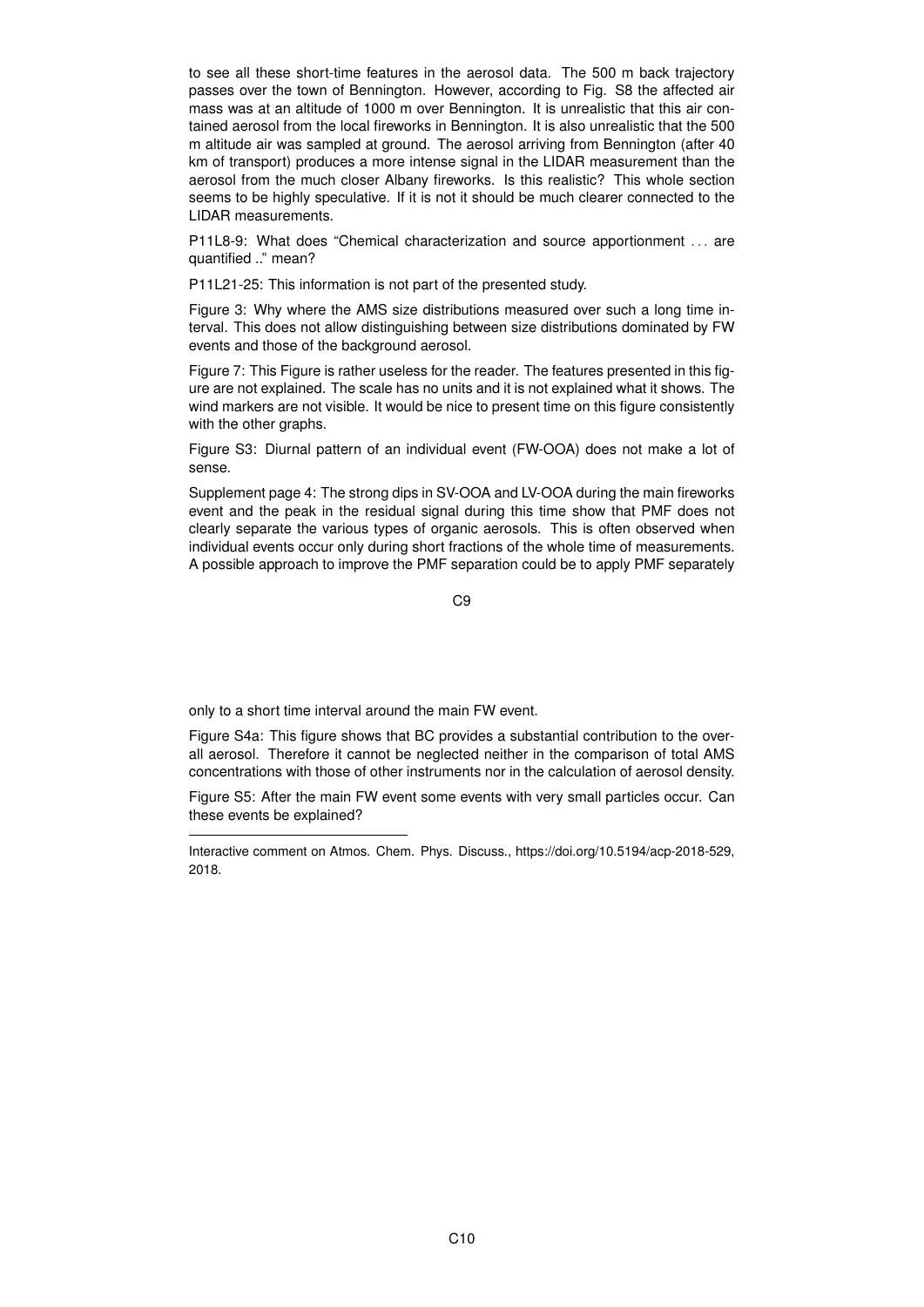to see all these short-time features in the aerosol data. The 500 m back trajectory passes over the town of Bennington. However, according to Fig. S8 the affected air mass was at an altitude of 1000 m over Bennington. It is unrealistic that this air contained aerosol from the local fireworks in Bennington. It is also unrealistic that the 500 m altitude air was sampled at ground. The aerosol arriving from Bennington (after 40 km of transport) produces a more intense signal in the LIDAR measurement than the aerosol from the much closer Albany fireworks. Is this realistic? This whole section seems to be highly speculative. If it is not it should be much clearer connected to the LIDAR measurements.

P11L8-9: What does “Chemical characterization and source apportionment ... are quantified ..” mean?

P11L21-25: This information is not part of the presented study.

Figure 3: Why where the AMS size distributions measured over such a long time interval. This does not allow distinguishing between size distributions dominated by FW events and those of the background aerosol.

Figure 7: This Figure is rather useless for the reader. The features presented in this figure are not explained. The scale has no units and it is not explained what it shows. The wind markers are not visible. It would be nice to present time on this figure consistently with the other graphs.

Figure S3: Diurnal pattern of an individual event (FW-OOA) does not make a lot of sense.

Supplement page 4: The strong dips in SV-OOA and LV-OOA during the main fireworks event and the peak in the residual signal during this time show that PMF does not clearly separate the various types of organic aerosols. This is often observed when individual events occur only during short fractions of the whole time of measurements. A possible approach to improve the PMF separation could be to apply PMF separately only to a short time interval around the main FW event.

Figure S4a: This figure shows that BC provides a substantial contribution to the overall aerosol. Therefore it cannot be neglected neither in the comparison of total AMS concentrations with those of other instruments nor in the calculation of aerosol density.

Figure S5: After the main FW event some events with very small particles occur. Can these events be explained?

---

Interactive comment on Atmos. Chem. Phys. Discuss., https://doi.org/10.5194/acp-2018-529, 2018.